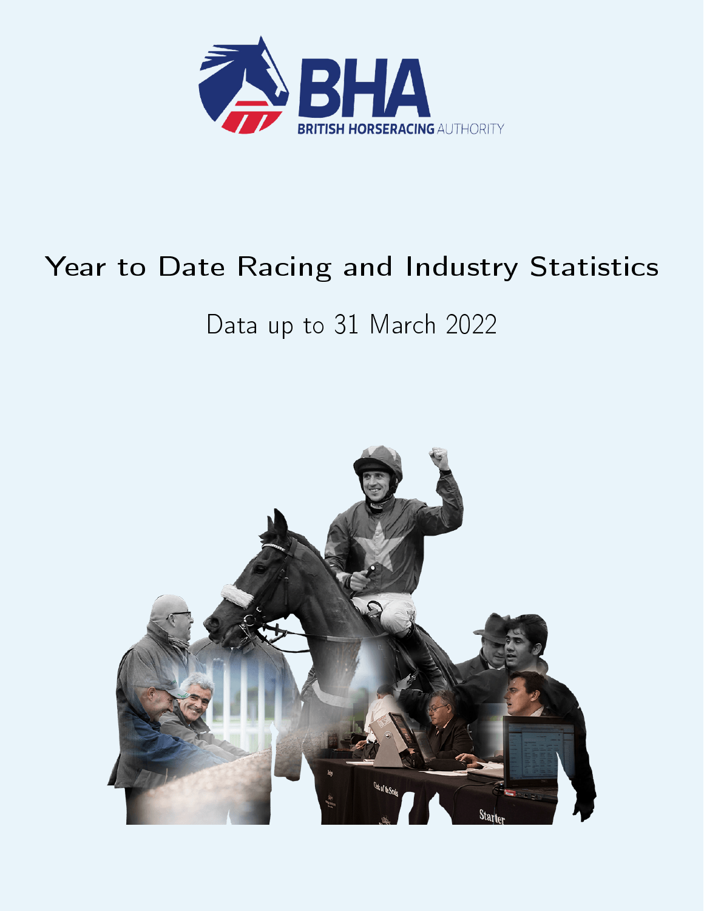BHA

BRITISH HORSERACING AUTHORITY

# Year to Date Racing and Industry Statistics

## Data up to 31 March 2022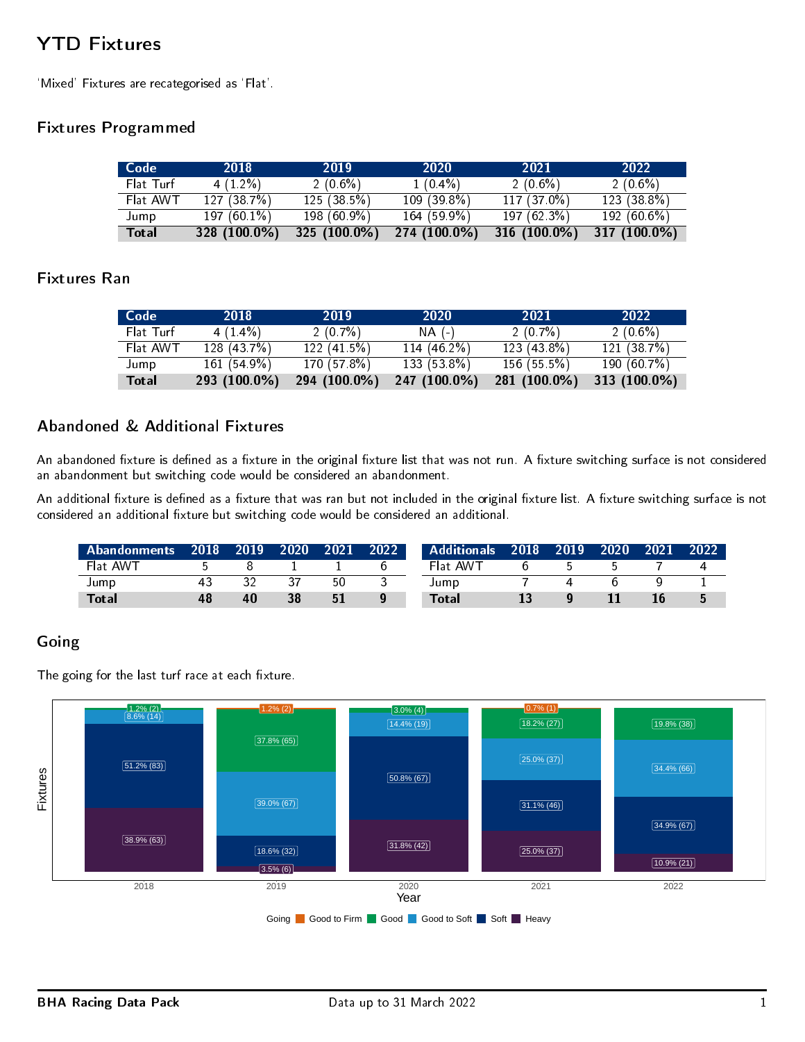# YTD Fixtures

'Mixed' Fixtures are recategorised as 'Flat'.

## Fixtures Programmed

| Code | 2018 | 2019 | 2020 | 2021 | 2022 |
|---|---|---|---|---|---|
| Flat Turf | 4 (1.2%) | 2 (0.6%) | 1 (0.4%) | 2 (0.6%) | 2 (0.6%) |
| Flat AWT | 127 (38.7%) | 125 (38.5%) | 109 (39.8%) | 117 (37.0%) | 123 (38.8%) |
| Jump | 197 (60.1%) | 198 (60.9%) | 164 (59.9%) | 197 (62.3%) | 192 (60.6%) |
| **Total** | **328 (100.0%)** | **325 (100.0%)** | **274 (100.0%)** | **316 (100.0%)** | **317 (100.0%)** |

## Fixtures Ran

| Code | 2018 | 2019 | 2020 | 2021 | 2022 |
|---|---|---|---|---|---|
| Flat Turf | 4 (1.4%) | 2 (0.7%) | NA (-) | 2 (0.7%) | 2 (0.6%) |
| Flat AWT | 128 (43.7%) | 122 (41.5%) | 114 (46.2%) | 123 (43.8%) | 121 (38.7%) |
| Jump | 161 (54.9%) | 170 (57.8%) | 133 (53.8%) | 156 (55.5%) | 190 (60.7%) |
| **Total** | **293 (100.0%)** | **294 (100.0%)** | **247 (100.0%)** | **281 (100.0%)** | **313 (100.0%)** |

## Abandoned & Additional Fixtures

An abandoned fixture is defined as a fixture in the original fixture list that was not run. A fixture switching surface is not considered an abandonment but switching code would be considered an abandonment.

An additional fixture is defined as a fixture that was ran but not included in the original fixture list. A fixture switching surface is not considered an additional fixture but switching code would be considered an additional.

| Abandonments | 2018 | 2019 | 2020 | 2021 | 2022 |
|---|---|---|---|---|---|
| Flat AWT | 5 | 8 | 1 | 1 | 6 |
| Jump | 43 | 32 | 37 | 50 | 3 |
| **Total** | **48** | **40** | **38** | **51** | **9** |

| Additionals | 2018 | 2019 | 2020 | 2021 | 2022 |
|---|---|---|---|---|---|
| Flat AWT | 6 | 5 | 5 | 7 | 4 |
| Jump | 7 | 4 | 6 | 9 | 1 |
| **Total** | **13** | **9** | **11** | **16** | **5** |

## Going

The going for the last turf race at each fixture.

| Going | 2018 | 2019 | 2020 | 2021 | 2022 |
|---|---|---|---|---|---|
| Good to Firm | | 1.2% (2) | | 0.7% (1) | |
| Good | 1.2% (2) | 37.8% (65) | 3.0% (4) | 18.2% (27) | 19.8% (38) |
| Good to Soft | 8.6% (14) | 39.0% (67) | 14.4% (19) | 25.0% (37) | 34.4% (66) |
| Soft | 51.2% (83) | 18.6% (32) | 50.8% (67) | 31.1% (46) | 34.9% (67) |
| Heavy | 38.9% (63) | 3.5% (6) | 31.8% (42) | 25.0% (37) | 10.9% (21) |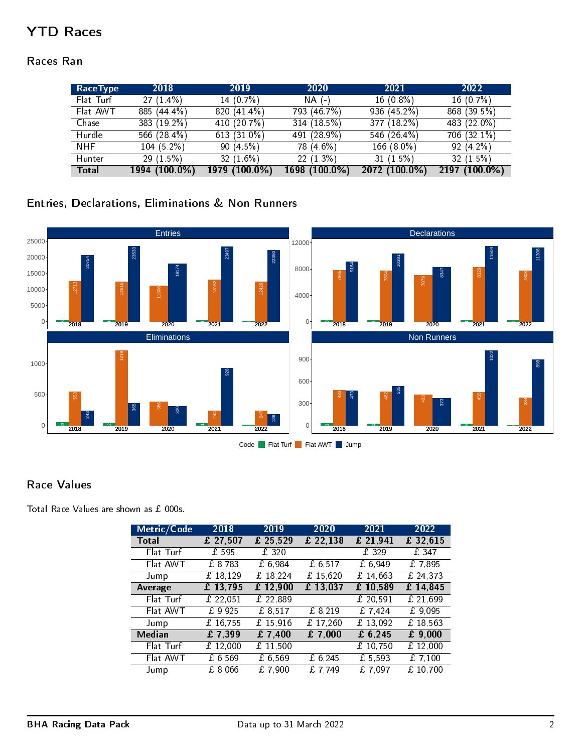# YTD Races

## Races Ran

| RaceType | 2018 | 2019 | 2020 | 2021 | 2022 |
|---|---|---|---|---|---|
| Flat Turf | 27 (1.4%) | 14 (0.7%) | NA (-) | 16 (0.8%) | 16 (0.7%) |
| Flat AWT | 885 (44.4%) | 820 (41.4%) | 793 (46.7%) | 936 (45.2%) | 868 (39.5%) |
| Chase | 383 (19.2%) | 410 (20.7%) | 314 (18.5%) | 377 (18.2%) | 483 (22.0%) |
| Hurdle | 566 (28.4%) | 613 (31.0%) | 491 (28.9%) | 546 (26.4%) | 706 (32.1%) |
| NHF | 104 (5.2%) | 90 (4.5%) | 78 (4.6%) | 166 (8.0%) | 92 (4.2%) |
| Hunter | 29 (1.5%) | 32 (1.6%) | 22 (1.3%) | 31 (1.5%) | 32 (1.5%) |
| **Total** | **1994 (100.0%)** | **1979 (100.0%)** | **1698 (100.0%)** | **2072 (100.0%)** | **2197 (100.0%)** |

## Entries, Declarations, Eliminations & Non Runners

## Race Values

Total Race Values are shown as £ 000s.

| Metric/Code | 2018 | 2019 | 2020 | 2021 | 2022 |
|---|---|---|---|---|---|
| **Total** | **£ 27,507** | **£ 25,529** | **£ 22,138** | **£ 21,941** | **£ 32,615** |
| Flat Turf | £ 595 | £ 320 | | £ 329 | £ 347 |
| Flat AWT | £ 8,783 | £ 6,984 | £ 6,517 | £ 6,949 | £ 7,895 |
| Jump | £ 18,129 | £ 18,224 | £ 15,620 | £ 14,663 | £ 24,373 |
| **Average** | **£ 13,795** | **£ 12,900** | **£ 13,037** | **£ 10,589** | **£ 14,845** |
| Flat Turf | £ 22,051 | £ 22,889 | | £ 20,591 | £ 21,699 |
| Flat AWT | £ 9,925 | £ 8,517 | £ 8,219 | £ 7,424 | £ 9,095 |
| Jump | £ 16,755 | £ 15,916 | £ 17,260 | £ 13,092 | £ 18,563 |
| **Median** | **£ 7,399** | **£ 7,400** | **£ 7,000** | **£ 6,245** | **£ 9,000** |
| Flat Turf | £ 12,000 | £ 11,500 | | £ 10,750 | £ 12,000 |
| Flat AWT | £ 6,569 | £ 6,569 | £ 6,245 | £ 5,593 | £ 7,100 |
| Jump | £ 8,066 | £ 7,900 | £ 7,749 | £ 7,097 | £ 10,700 |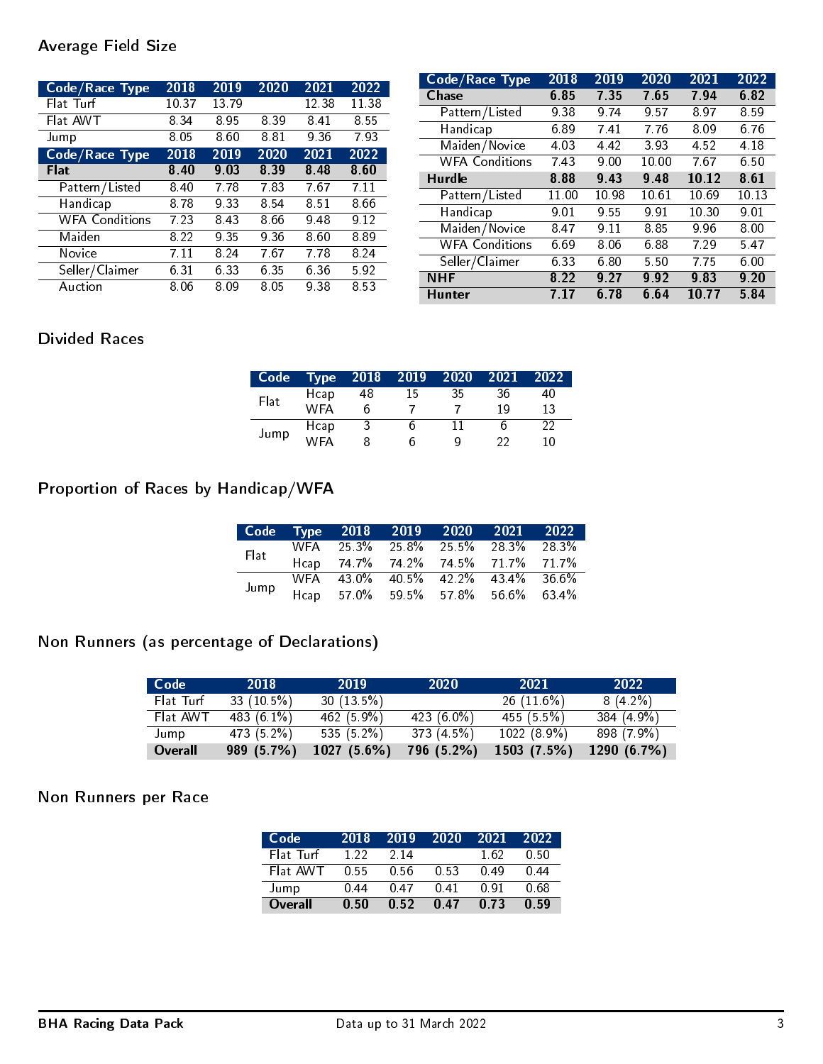## Average Field Size

| Code/Race Type | 2018 | 2019 | 2020 | 2021 | 2022 |
|---|---|---|---|---|---|
| Flat Turf | 10.37 | 13.79 | | 12.38 | 11.38 |
| Flat AWT | 8.34 | 8.95 | 8.39 | 8.41 | 8.55 |
| Jump | 8.05 | 8.60 | 8.81 | 9.36 | 7.93 |

| Code/Race Type | 2018 | 2019 | 2020 | 2021 | 2022 |
|---|---|---|---|---|---|
| **Flat** | **8.40** | **9.03** | **8.39** | **8.48** | **8.60** |
| Pattern/Listed | 8.40 | 7.78 | 7.83 | 7.67 | 7.11 |
| Handicap | 8.78 | 9.33 | 8.54 | 8.51 | 8.66 |
| WFA Conditions | 7.23 | 8.43 | 8.66 | 9.48 | 9.12 |
| Maiden | 8.22 | 9.35 | 9.36 | 8.60 | 8.89 |
| Novice | 7.11 | 8.24 | 7.67 | 7.78 | 8.24 |
| Seller/Claimer | 6.31 | 6.33 | 6.35 | 6.36 | 5.92 |
| Auction | 8.06 | 8.09 | 8.05 | 9.38 | 8.53 |

| Code/Race Type | 2018 | 2019 | 2020 | 2021 | 2022 |
|---|---|---|---|---|---|
| **Chase** | **6.85** | **7.35** | **7.65** | **7.94** | **6.82** |
| Pattern/Listed | 9.38 | 9.74 | 9.57 | 8.97 | 8.59 |
| Handicap | 6.89 | 7.41 | 7.76 | 8.09 | 6.76 |
| Maiden/Novice | 4.03 | 4.42 | 3.93 | 4.52 | 4.18 |
| WFA Conditions | 7.43 | 9.00 | 10.00 | 7.67 | 6.50 |
| **Hurdle** | **8.88** | **9.43** | **9.48** | **10.12** | **8.61** |
| Pattern/Listed | 11.00 | 10.98 | 10.61 | 10.69 | 10.13 |
| Handicap | 9.01 | 9.55 | 9.91 | 10.30 | 9.01 |
| Maiden/Novice | 8.47 | 9.11 | 8.85 | 9.96 | 8.00 |
| WFA Conditions | 6.69 | 8.06 | 6.88 | 7.29 | 5.47 |
| Seller/Claimer | 6.33 | 6.80 | 5.50 | 7.75 | 6.00 |
| **NHF** | **8.22** | **9.27** | **9.92** | **9.83** | **9.20** |
| **Hunter** | **7.17** | **6.78** | **6.64** | **10.77** | **5.84** |

## Divided Races

| Code | Type | 2018 | 2019 | 2020 | 2021 | 2022 |
|---|---|---|---|---|---|---|
| Flat | Hcap | 48 | 15 | 35 | 36 | 40 |
| | WFA | 6 | 7 | 7 | 19 | 13 |
| Jump | Hcap | 3 | 6 | 11 | 6 | 22 |
| | WFA | 8 | 6 | 9 | 22 | 10 |

## Proportion of Races by Handicap/WFA

| Code | Type | 2018 | 2019 | 2020 | 2021 | 2022 |
|---|---|---|---|---|---|---|
| Flat | WFA | 25.3% | 25.8% | 25.5% | 28.3% | 28.3% |
| | Hcap | 74.7% | 74.2% | 74.5% | 71.7% | 71.7% |
| Jump | WFA | 43.0% | 40.5% | 42.2% | 43.4% | 36.6% |
| | Hcap | 57.0% | 59.5% | 57.8% | 56.6% | 63.4% |

## Non Runners (as percentage of Declarations)

| Code | 2018 | 2019 | 2020 | 2021 | 2022 |
|---|---|---|---|---|---|
| Flat Turf | 33 (10.5%) | 30 (13.5%) | | 26 (11.6%) | 8 (4.2%) |
| Flat AWT | 483 (6.1%) | 462 (5.9%) | 423 (6.0%) | 455 (5.5%) | 384 (4.9%) |
| Jump | 473 (5.2%) | 535 (5.2%) | 373 (4.5%) | 1022 (8.9%) | 898 (7.9%) |
| **Overall** | **989 (5.7%)** | **1027 (5.6%)** | **796 (5.2%)** | **1503 (7.5%)** | **1290 (6.7%)** |

## Non Runners per Race

| Code | 2018 | 2019 | 2020 | 2021 | 2022 |
|---|---|---|---|---|---|
| Flat Turf | 1.22 | 2.14 | | 1.62 | 0.50 |
| Flat AWT | 0.55 | 0.56 | 0.53 | 0.49 | 0.44 |
| Jump | 0.44 | 0.47 | 0.41 | 0.91 | 0.68 |
| **Overall** | **0.50** | **0.52** | **0.47** | **0.73** | **0.59** |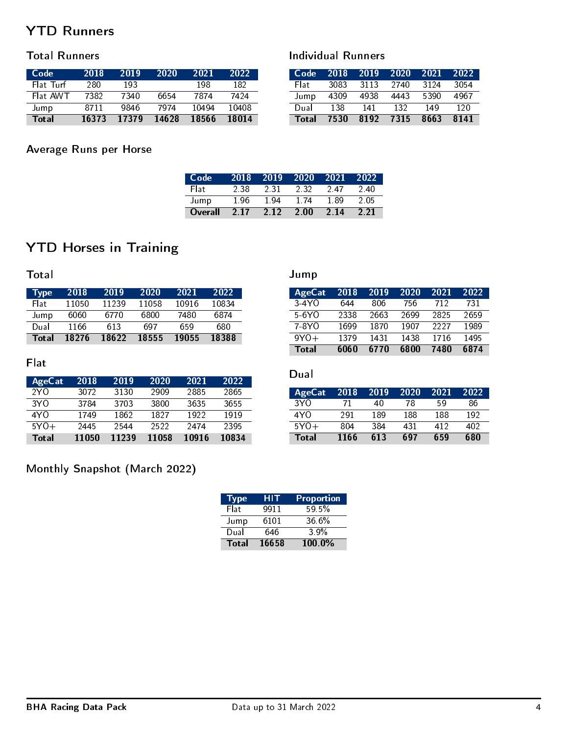## YTD Runners

### Total Runners

| Code | 2018 | 2019 | 2020 | 2021 | 2022 |
|---|---|---|---|---|---|
| Flat Turf | 280 | 193 | | 198 | 182 |
| Flat AWT | 7382 | 7340 | 6654 | 7874 | 7424 |
| Jump | 8711 | 9846 | 7974 | 10494 | 10408 |
| **Total** | **16373** | **17379** | **14628** | **18566** | **18014** |

### Individual Runners

| Code | 2018 | 2019 | 2020 | 2021 | 2022 |
|---|---|---|---|---|---|
| Flat | 3083 | 3113 | 2740 | 3124 | 3054 |
| Jump | 4309 | 4938 | 4443 | 5390 | 4967 |
| Dual | 138 | 141 | 132 | 149 | 120 |
| **Total** | **7530** | **8192** | **7315** | **8663** | **8141** |

### Average Runs per Horse

| Code | 2018 | 2019 | 2020 | 2021 | 2022 |
|---|---|---|---|---|---|
| Flat | 2.38 | 2.31 | 2.32 | 2.47 | 2.40 |
| Jump | 1.96 | 1.94 | 1.74 | 1.89 | 2.05 |
| **Overall** | **2.17** | **2.12** | **2.00** | **2.14** | **2.21** |

## YTD Horses in Training

### Total

| Type | 2018 | 2019 | 2020 | 2021 | 2022 |
|---|---|---|---|---|---|
| Flat | 11050 | 11239 | 11058 | 10916 | 10834 |
| Jump | 6060 | 6770 | 6800 | 7480 | 6874 |
| Dual | 1166 | 613 | 697 | 659 | 680 |
| **Total** | **18276** | **18622** | **18555** | **19055** | **18388** |

### Flat

| AgeCat | 2018 | 2019 | 2020 | 2021 | 2022 |
|---|---|---|---|---|---|
| 2YO | 3072 | 3130 | 2909 | 2885 | 2865 |
| 3YO | 3784 | 3703 | 3800 | 3635 | 3655 |
| 4YO | 1749 | 1862 | 1827 | 1922 | 1919 |
| 5YO+ | 2445 | 2544 | 2522 | 2474 | 2395 |
| **Total** | **11050** | **11239** | **11058** | **10916** | **10834** |

### Jump

| AgeCat | 2018 | 2019 | 2020 | 2021 | 2022 |
|---|---|---|---|---|---|
| 3-4YO | 644 | 806 | 756 | 712 | 731 |
| 5-6YO | 2338 | 2663 | 2699 | 2825 | 2659 |
| 7-8YO | 1699 | 1870 | 1907 | 2227 | 1989 |
| 9YO+ | 1379 | 1431 | 1438 | 1716 | 1495 |
| **Total** | **6060** | **6770** | **6800** | **7480** | **6874** |

### Dual

| AgeCat | 2018 | 2019 | 2020 | 2021 | 2022 |
|---|---|---|---|---|---|
| 3YO | 71 | 40 | 78 | 59 | 86 |
| 4YO | 291 | 189 | 188 | 188 | 192 |
| 5YO+ | 804 | 384 | 431 | 412 | 402 |
| **Total** | **1166** | **613** | **697** | **659** | **680** |

### Monthly Snapshot (March 2022)

| Type | HIT | Proportion |
|---|---|---|
| Flat | 9911 | 59.5% |
| Jump | 6101 | 36.6% |
| Dual | 646 | 3.9% |
| **Total** | **16658** | **100.0%** |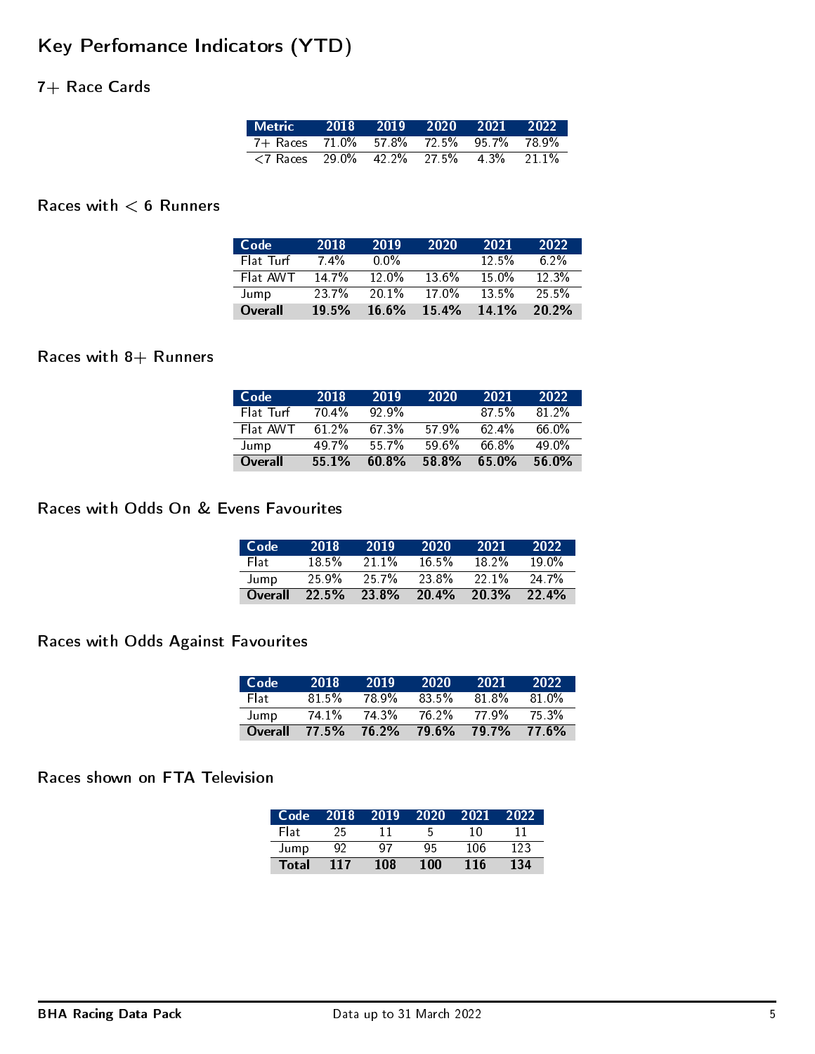# Key Perfomance Indicators (YTD)

## 7+ Race Cards

| Metric | 2018 | 2019 | 2020 | 2021 | 2022 |
|---|---|---|---|---|---|
| 7+ Races | 71.0% | 57.8% | 72.5% | 95.7% | 78.9% |
| <7 Races | 29.0% | 42.2% | 27.5% | 4.3% | 21.1% |

## Races with < 6 Runners

| Code | 2018 | 2019 | 2020 | 2021 | 2022 |
|---|---|---|---|---|---|
| Flat Turf | 7.4% | 0.0% | | 12.5% | 6.2% |
| Flat AWT | 14.7% | 12.0% | 13.6% | 15.0% | 12.3% |
| Jump | 23.7% | 20.1% | 17.0% | 13.5% | 25.5% |
| **Overall** | **19.5%** | **16.6%** | **15.4%** | **14.1%** | **20.2%** |

## Races with 8+ Runners

| Code | 2018 | 2019 | 2020 | 2021 | 2022 |
|---|---|---|---|---|---|
| Flat Turf | 70.4% | 92.9% | | 87.5% | 81.2% |
| Flat AWT | 61.2% | 67.3% | 57.9% | 62.4% | 66.0% |
| Jump | 49.7% | 55.7% | 59.6% | 66.8% | 49.0% |
| **Overall** | **55.1%** | **60.8%** | **58.8%** | **65.0%** | **56.0%** |

## Races with Odds On & Evens Favourites

| Code | 2018 | 2019 | 2020 | 2021 | 2022 |
|---|---|---|---|---|---|
| Flat | 18.5% | 21.1% | 16.5% | 18.2% | 19.0% |
| Jump | 25.9% | 25.7% | 23.8% | 22.1% | 24.7% |
| **Overall** | **22.5%** | **23.8%** | **20.4%** | **20.3%** | **22.4%** |

## Races with Odds Against Favourites

| Code | 2018 | 2019 | 2020 | 2021 | 2022 |
|---|---|---|---|---|---|
| Flat | 81.5% | 78.9% | 83.5% | 81.8% | 81.0% |
| Jump | 74.1% | 74.3% | 76.2% | 77.9% | 75.3% |
| **Overall** | **77.5%** | **76.2%** | **79.6%** | **79.7%** | **77.6%** |

## Races shown on FTA Television

| Code | 2018 | 2019 | 2020 | 2021 | 2022 |
|---|---|---|---|---|---|
| Flat | 25 | 11 | 5 | 10 | 11 |
| Jump | 92 | 97 | 95 | 106 | 123 |
| **Total** | **117** | **108** | **100** | **116** | **134** |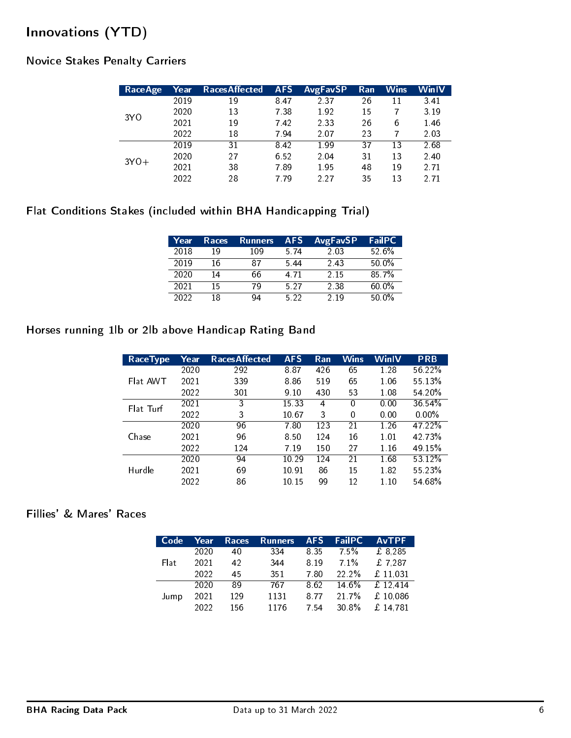# Innovations (YTD)

## Novice Stakes Penalty Carriers

| RaceAge | Year | RacesAffected | AFS | AvgFavSP | Ran | Wins | WinIV |
|---|---|---|---|---|---|---|---|
| 3YO | 2019 | 19 | 8.47 | 2.37 | 26 | 11 | 3.41 |
| | 2020 | 13 | 7.38 | 1.92 | 15 | 7 | 3.19 |
| | 2021 | 19 | 7.42 | 2.33 | 26 | 6 | 1.46 |
| | 2022 | 18 | 7.94 | 2.07 | 23 | 7 | 2.03 |
| 3YO+ | 2019 | 31 | 8.42 | 1.99 | 37 | 13 | 2.68 |
| | 2020 | 27 | 6.52 | 2.04 | 31 | 13 | 2.40 |
| | 2021 | 38 | 7.89 | 1.95 | 48 | 19 | 2.71 |
| | 2022 | 28 | 7.79 | 2.27 | 35 | 13 | 2.71 |

## Flat Conditions Stakes (included within BHA Handicapping Trial)

| Year | Races | Runners | AFS | AvgFavSP | FailPC |
|---|---|---|---|---|---|
| 2018 | 19 | 109 | 5.74 | 2.03 | 52.6% |
| 2019 | 16 | 87 | 5.44 | 2.43 | 50.0% |
| 2020 | 14 | 66 | 4.71 | 2.15 | 85.7% |
| 2021 | 15 | 79 | 5.27 | 2.38 | 60.0% |
| 2022 | 18 | 94 | 5.22 | 2.19 | 50.0% |

## Horses running 1lb or 2lb above Handicap Rating Band

| RaceType | Year | RacesAffected | AFS | Ran | Wins | WinIV | PRB |
|---|---|---|---|---|---|---|---|
| Flat AWT | 2020 | 292 | 8.87 | 426 | 65 | 1.28 | 56.22% |
| | 2021 | 339 | 8.86 | 519 | 65 | 1.06 | 55.13% |
| | 2022 | 301 | 9.10 | 430 | 53 | 1.08 | 54.20% |
| Flat Turf | 2021 | 3 | 15.33 | 4 | 0 | 0.00 | 36.54% |
| | 2022 | 3 | 10.67 | 3 | 0 | 0.00 | 0.00% |
| Chase | 2020 | 96 | 7.80 | 123 | 21 | 1.26 | 47.22% |
| | 2021 | 96 | 8.50 | 124 | 16 | 1.01 | 42.73% |
| | 2022 | 124 | 7.19 | 150 | 27 | 1.16 | 49.15% |
| Hurdle | 2020 | 94 | 10.29 | 124 | 21 | 1.68 | 53.12% |
| | 2021 | 69 | 10.91 | 86 | 15 | 1.82 | 55.23% |
| | 2022 | 86 | 10.15 | 99 | 12 | 1.10 | 54.68% |

## Fillies' & Mares' Races

| Code | Year | Races | Runners | AFS | FailPC | AvTPF |
|---|---|---|---|---|---|---|
| Flat | 2020 | 40 | 334 | 8.35 | 7.5% | £ 8,285 |
| | 2021 | 42 | 344 | 8.19 | 7.1% | £ 7,287 |
| | 2022 | 45 | 351 | 7.80 | 22.2% | £ 11,031 |
| Jump | 2020 | 89 | 767 | 8.62 | 14.6% | £ 12,414 |
| | 2021 | 129 | 1131 | 8.77 | 21.7% | £ 10,086 |
| | 2022 | 156 | 1176 | 7.54 | 30.8% | £ 14,781 |